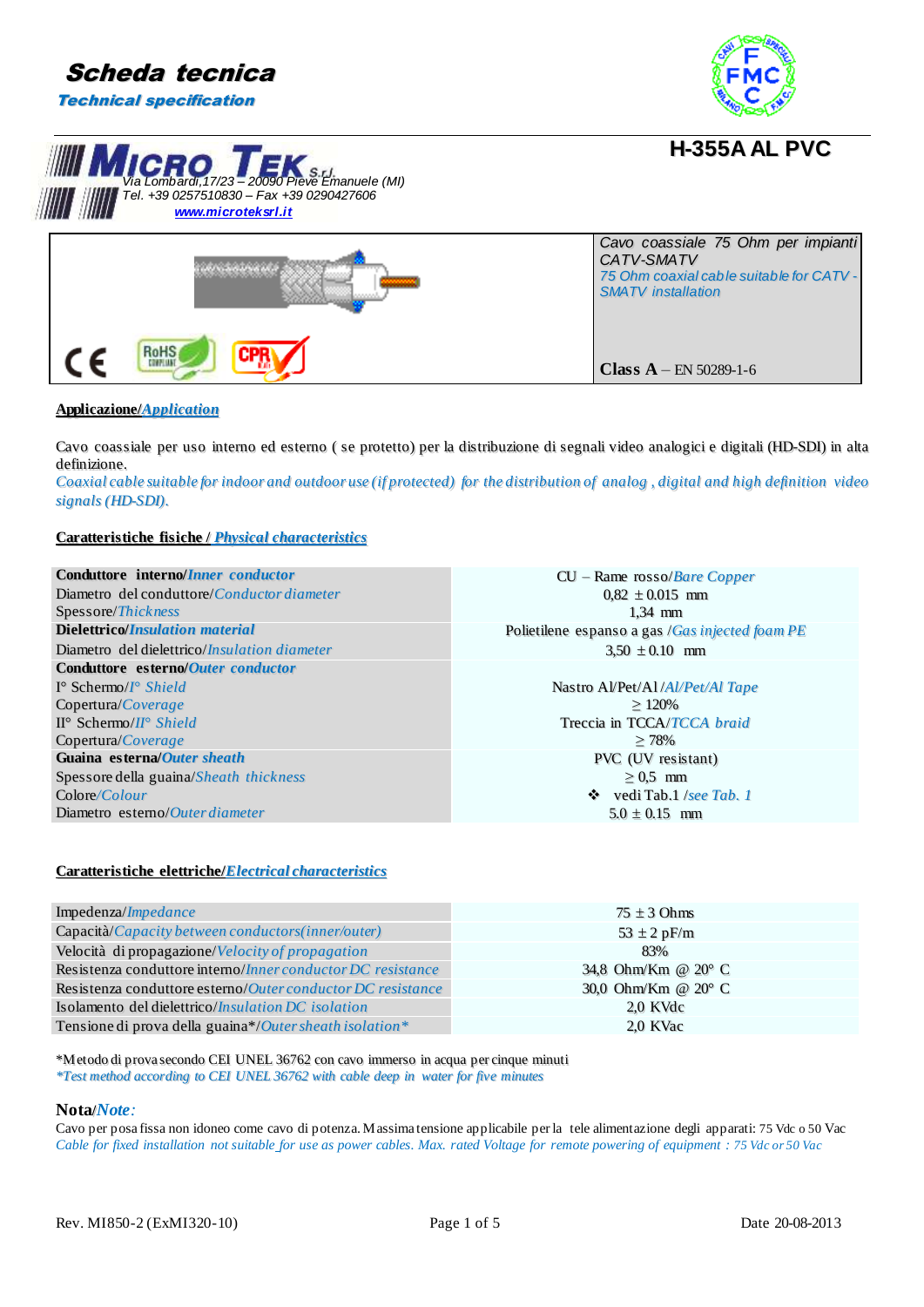# Scheda tecnica

*Technical specification*

**H-355A AL PVC**

MICRO TEK S.r.l.
Via Lombardi,17/23 – 20090 Pieve Emanuele (MI)
Tel. +39 0257510830 – Fax +39 0290427606
www.microteksrl.it

| | *Cavo coassiale 75 Ohm per impianti CATV-SMATV*<br>*75 Ohm coaxial cable suitable for CATV - SMATV installation*<br><br>**Class A** – EN 50289-1-6 |
|---|---|

## Applicazione/*Application*

Cavo coassiale per uso interno ed esterno ( se protetto) per la distribuzione di segnali video analogici e digitali (HD-SDI) in alta definizione.
*Coaxial cable suitable for indoor and outdoor use (if protected) for the distribution of analog , digital and high definition video signals (HD-SDI).*

## Caratteristiche fisiche / *Physical characteristics*

| | |
|---|---|
| **Conduttore interno/*Inner conductor*** | CU – Rame rosso/*Bare Copper* |
| Diametro del conduttore/*Conductor diameter* | 0,82 ± 0.015 mm |
| Spessore/*Thickness* | 1,34 mm |
| **Dielettrico/*Insulation material*** | Polietilene espanso a gas /*Gas injected foam PE* |
| Diametro del dielettrico/*Insulation diameter* | 3,50 ± 0.10 mm |
| **Conduttore esterno/*Outer conductor*** | |
| I° Schermo/*I° Shield* | Nastro Al/Pet/Al /*Al/Pet/Al Tape* |
| Copertura/*Coverage* | ≥ 120% |
| II° Schermo/*II° Shield* | Treccia in TCCA/*TCCA braid* |
| Copertura/*Coverage* | ≥ 78% |
| **Guaina esterna/*Outer sheath*** | PVC (UV resistant) |
| Spessore della guaina/*Sheath thickness* | ≥ 0,5 mm |
| Colore/*Colour* | ❖ vedi Tab.1 /*see Tab. 1* |
| Diametro esterno/*Outer diameter* | 5.0 ± 0.15 mm |

## Caratteristiche elettriche/*Electrical characteristics*

| | |
|---|---|
| Impedenza/*Impedance* | 75 ± 3 Ohms |
| Capacità/*Capacity between conductors(inner/outer)* | 53 ± 2 pF/m |
| Velocità di propagazione/*Velocity of propagation* | 83% |
| Resistenza conduttore interno/*Inner conductor DC resistance* | 34,8 Ohm/Km @ 20° C |
| Resistenza conduttore esterno/*Outer conductor DC resistance* | 30,0 Ohm/Km @ 20° C |
| Isolamento del dielettrico/*Insulation DC isolation* | 2,0 KVdc |
| Tensione di prova della guaina*/*Outer sheath isolation** | 2,0 KVac |

*Metodo di prova secondo CEI UNEL 36762 con cavo immerso in acqua per cinque minuti
*\*Test method according to CEI UNEL 36762 with cable deep in water for five minutes*

## Nota/*Note:*

Cavo per posa fissa non idoneo come cavo di potenza. Massima tensione applicabile per la tele alimentazione degli apparati: 75 Vdc o 50 Vac
*Cable for fixed installation not suitable for use as power cables. Max. rated Voltage for remote powering of equipment : 75 Vdc or 50 Vac*

Rev. MI850-2 (ExMI320-10) Date 20-08-2013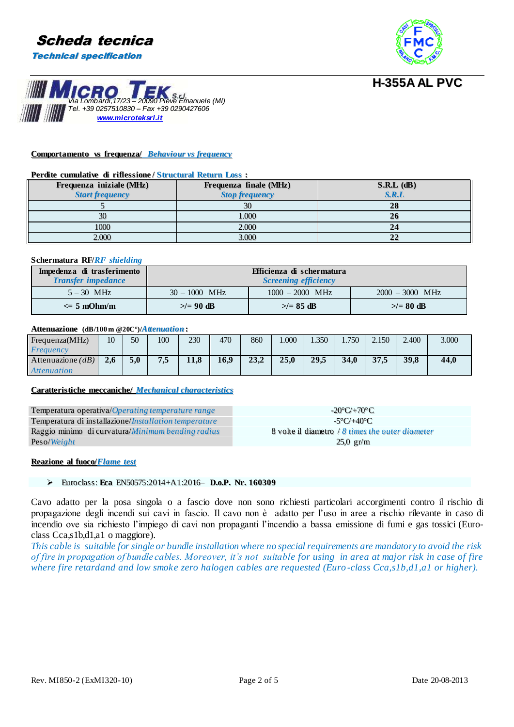# Scheda tecnica

*Technical specification*

**H-355A AL PVC**

MICRO TEK S.r.l.
Via Lombardi,17/23 – 20090 Pieve Emanuele (MI)
Tel. +39 0257510830 – Fax +39 0290427606
www.microteksrl.it

## Comportamento vs frequenza/ *Behaviour vs frequency*

**Perdite cumulative di riflessione / Structural Return Loss :**

| Frequenza iniziale (MHz) *Start frequency* | Frequenza finale (MHz) *Stop frequency* | S.R.L (dB) *S.R.L* |
|---|---|---|
| 5 | 30 | **28** |
| 30 | 1.000 | **26** |
| 1000 | 2.000 | **24** |
| 2.000 | 3.000 | **22** |

**Schermatura RF/*RF shielding***

| Impedenza di trasferimento *Transfer impedance* | Efficienza di schermatura *Screening efficiency* | | |
|---|---|---|---|
| 5 – 30 MHz | 30 – 1000 MHz | 1000 – 2000 MHz | 2000 – 3000 MHz |
| **<= 5 mOhm/m** | **>/= 90 dB** | **>/= 85 dB** | **>/= 80 dB** |

**Attenuazione (dB/100 m @20C°)/*Attenuation*:**

| Frequenza(MHz) *Frequency* | 10 | 50 | 100 | 230 | 470 | 860 | 1.000 | 1.350 | 1.750 | 2.150 | 2.400 | 3.000 |
|---|---|---|---|---|---|---|---|---|---|---|---|---|
| Attenuazione *(dB)* *Attenuation* | **2,6** | **5,0** | **7,5** | **11,8** | **16,9** | **23,2** | **25,0** | **29,5** | **34,0** | **37,5** | **39,8** | **44,0** |

## Caratteristiche meccaniche/ *Mechanical characteristics*

| | |
|---|---|
| Temperatura operativa/*Operating temperature range* | -20°C/+70°C |
| Temperatura di installazione/*Installation temperature* | -5°C/+40°C |
| Raggio minimo di curvatura/*Minimum bending radius* | 8 volte il diametro / *8 times the outer diameter* |
| Peso/*Weight* | 25,0 gr/m |

## Reazione al fuoco/*Flame test*

- Euroclass: **Eca** EN50575:2014+A1:2016– **D.o.P. Nr. 160309**

Cavo adatto per la posa singola o a fascio dove non sono richiesti particolari accorgimenti contro il rischio di propagazione degli incendi sui cavi in fascio. Il cavo non è adatto per l'uso in aree a rischio rilevante in caso di incendio ove sia richiesto l'impiego di cavi non propaganti l'incendio a bassa emissione di fumi e gas tossici (Euro-class Cca,s1b,d1,a1 o maggiore).

*This cable is suitable for single or bundle installation where no special requirements are mandatory to avoid the risk of fire in propagation of bundle cables. Moreover, it's not suitable for using in area at major risk in case of fire where fire retardand and low smoke zero halogen cables are requested (Euro-class Cca,s1b,d1,a1 or higher).*

Rev. MI850-2 (ExMI320-10) Date 20-08-2013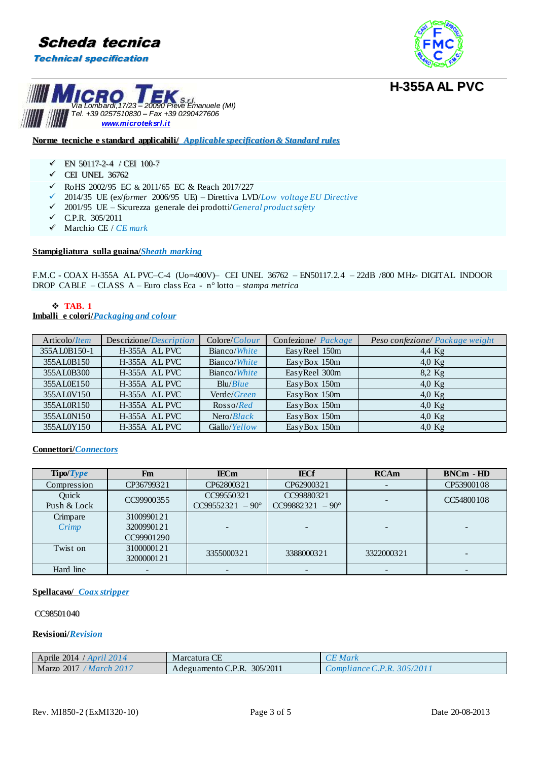# Scheda tecnica

## *Technical specification*

## H-355A AL PVC

**MICRO TEK** S.r.l.
Via Lombardi,17/23 – 20090 Pieve Emanuele (MI)
Tel. +39 0257510830 – Fax +39 0290427606
**www.microteksrl.it**

**Norme tecniche e standard applicabili/ *Applicable specification & Standard rules***

- ✓ EN 50117-2-4 / CEI 100-7
- ✓ CEI UNEL 36762
- ✓ RoHS 2002/95 EC & 2011/65 EC & Reach 2017/227
- ✓ 2014/35 UE (ex/*former* 2006/95 UE) – Direttiva LVD/*Low voltage EU Directive*
- ✓ 2001/95 UE – Sicurezza generale dei prodotti/*General product safety*
- ✓ C.P.R. 305/2011
- ✓ Marchio CE / *CE mark*

**Stampigliatura sulla guaina/*Sheath marking***

F.M.C - COAX H-355A AL PVC–C-4 (Uo=400V)– CEI UNEL 36762 – EN50117.2.4 – 22dB /800 MHz- DIGITAL INDOOR DROP CABLE – CLASS A – Euro class Eca - n° lotto – *stampa metrica*

❖ **TAB. 1**

**Imballi e colori/*Packaging and colour***

| Articolo/*Item* | Descrizione/*Description* | Colore/*Colour* | Confezione/ *Package* | *Peso confezione/ Package weight* |
|---|---|---|---|---|
| 355AL0B150-1 | H-355A AL PVC | Bianco/*White* | EasyReel 150m | 4,4 Kg |
| 355AL0B150 | H-355A AL PVC | Bianco/*White* | EasyBox 150m | 4,0 Kg |
| 355AL0B300 | H-355A AL PVC | Bianco/*White* | EasyReel 300m | 8,2 Kg |
| 355AL0E150 | H-355A AL PVC | Blu/*Blue* | EasyBox 150m | 4,0 Kg |
| 355AL0V150 | H-355A AL PVC | Verde/*Green* | EasyBox 150m | 4,0 Kg |
| 355AL0R150 | H-355A AL PVC | Rosso/*Red* | EasyBox 150m | 4,0 Kg |
| 355AL0N150 | H-355A AL PVC | Nero/*Black* | EasyBox 150m | 4,0 Kg |
| 355AL0Y150 | H-355A AL PVC | Giallo/*Yellow* | EasyBox 150m | 4,0 Kg |

**Connettori/*Connectors***

| Tipo/*Type* | Fm | IECm | IECf | RCAm | BNCm - HD |
|---|---|---|---|---|---|
| Compression | CP36799321 | CP62800321 | CP62900321 | - | CP53900108 |
| Quick Push & Lock | CC99900355 | CC99550321<br>CC99552321 – 90° | CC99880321<br>CC99882321 – 90° | - | CC54800108 |
| Crimpare *Crimp* | 3100990121<br>3200990121<br>CC99901290 | - | - | - | - |
| Twist on | 3100000121<br>3200000121 | 3355000321 | 3388000321 | 3322000321 | - |
| Hard line | - | - | - | - | - |

**Spellacavo/ *Coax stripper***

CC98501040

**Revisioni/*Revision***

| | | |
|---|---|---|
| Aprile 2014 / *April 2014* | Marcatura CE | *CE Mark* |
| Marzo 2017 / *March 2017* | Adeguamento C.P.R. 305/2011 | *Compliance C.P.R. 305/2011* |

Rev. MI850-2 (ExMI320-10) Date 20-08-2013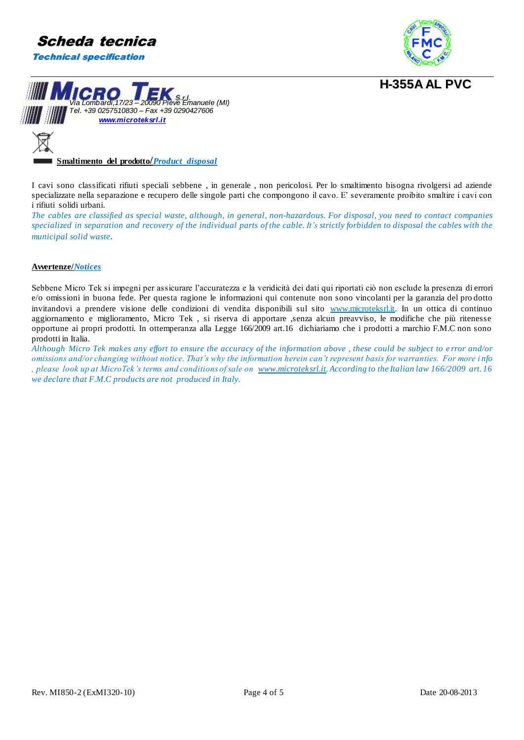# Scheda tecnica

*Technical specification*

## H-355A AL PVC

MICRO TEK S.r.l.
*Via Lombardi,17/23 – 20090 Pieve Emanuele (MI)*
*Tel. +39 0257510830 – Fax +39 0290427606*
*www.microteksrl.it*

### Smaltimento del prodotto/*Product disposal*

I cavi sono classificati rifiuti speciali sebbene , in generale , non pericolosi. Per lo smaltimento bisogna rivolgersi ad aziende specializzate nella separazione e recupero delle singole parti che compongono il cavo. E' severamente proibito smaltire i cavi con i rifiuti solidi urbani.

*The cables are classified as special waste, although, in general, non-hazardous. For disposal, you need to contact companies specialized in separation and recovery of the individual parts of the cable. It's strictly forbidden to disposal the cables with the municipal solid waste.*

### Avvertenze/*Notices*

Sebbene Micro Tek si impegni per assicurare l'accuratezza e la veridicità dei dati qui riportati ciò non esclude la presenza di errori e/o omissioni in buona fede. Per questa ragione le informazioni qui contenute non sono vincolanti per la garanzia del prodotto invitandovi a prendere visione delle condizioni di vendita disponibili sul sito www.microteksrl.it. In un ottica di continuo aggiornamento e miglioramento, Micro Tek , si riserva di apportare ,senza alcun preavviso, le modifiche che più ritenesse opportune ai propri prodotti. In ottemperanza alla Legge 166/2009 art.16 dichiariamo che i prodotti a marchio F.M.C non sono prodotti in Italia.

*Although Micro Tek makes any effort to ensure the accuracy of the information above , these could be subject to error and/or omissions and/or changing without notice. That's why the information herein can't represent basis for warranties. For more info , please look up at MicroTek's terms and conditions of sale on www.microteksrl.it. According to the Italian law 166/2009 art. 16 we declare that F.M.C products are not produced in Italy.*

Rev. MI850-2 (ExMI320-10) — Date 20-08-2013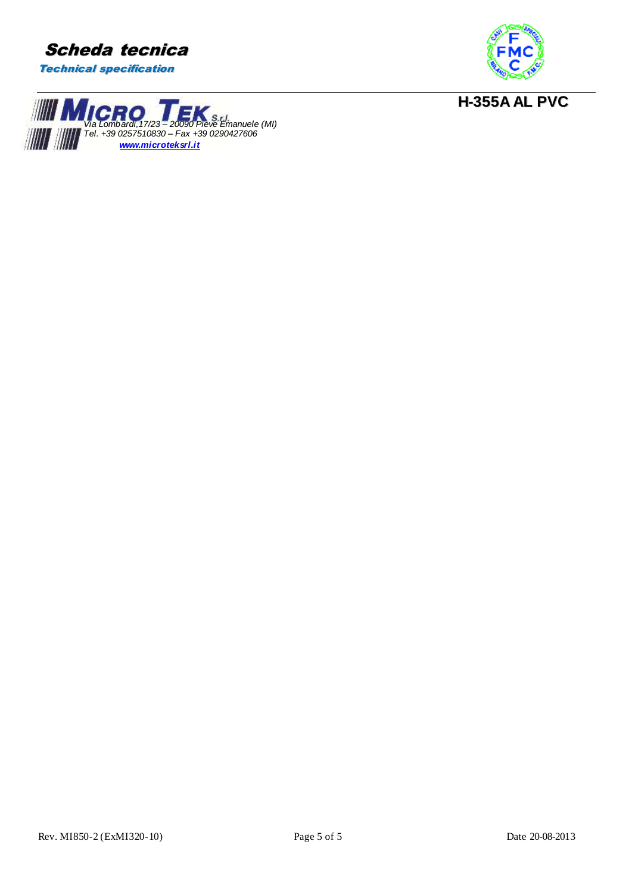# Scheda tecnica

*Technical specification*

**H-355A AL PVC**

**MICRO TEK** S.r.l.
*Via Lombardi,17/23 – 20090 Pieve Emanuele (MI)*
*Tel. +39 0257510830 – Fax +39 0290427606*
***www.microteksrl.it***

Rev. MI850-2 (ExMI320-10)

Date 20-08-2013